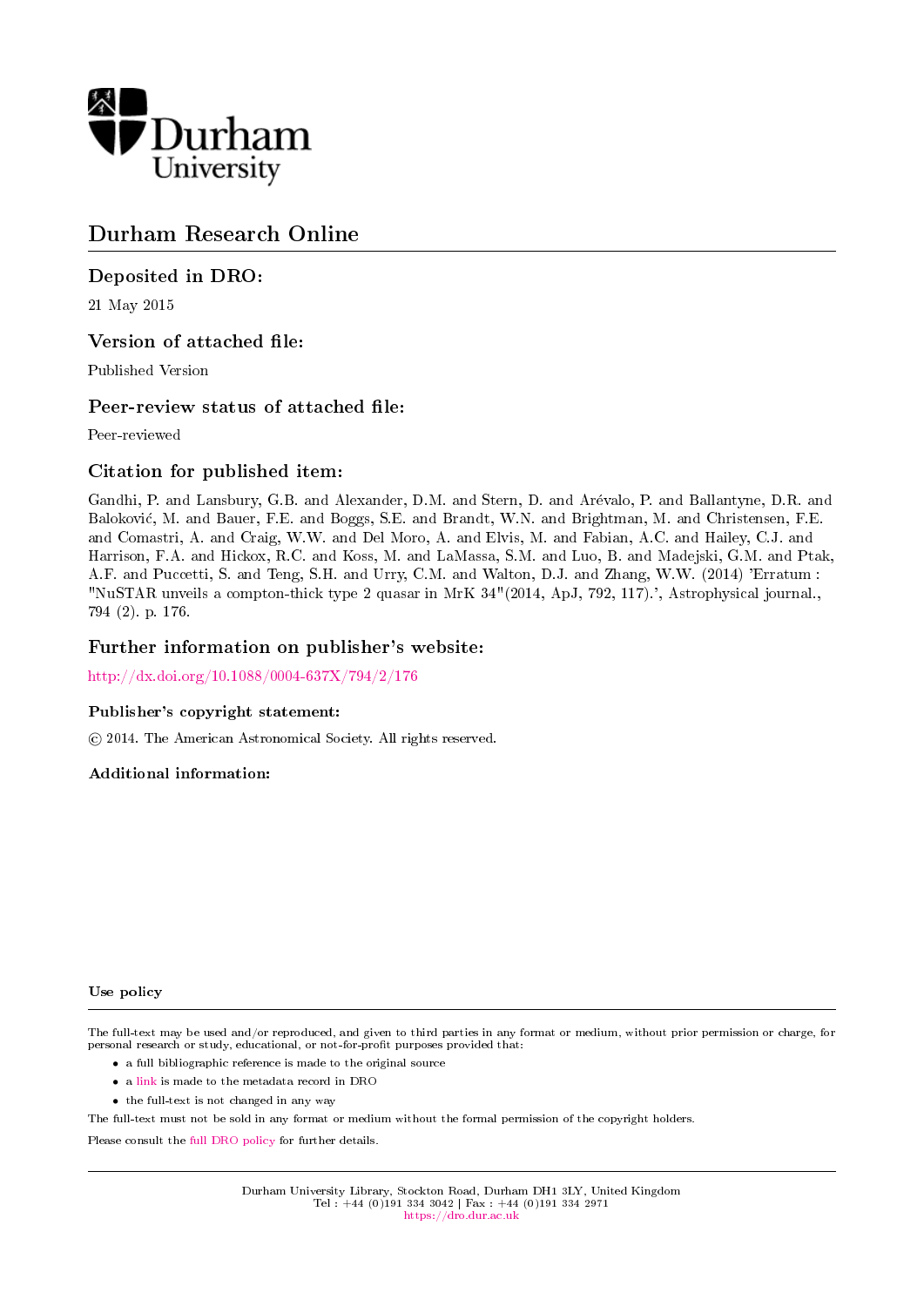Durham University

# Durham Research Online

## Deposited in DRO:

21 May 2015

## Version of attached file:

Published Version

## Peer-review status of attached file:

Peer-reviewed

## Citation for published item:

Gandhi, P. and Lansbury, G.B. and Alexander, D.M. and Stern, D. and Arévalo, P. and Ballantyne, D.R. and Baloković, M. and Bauer, F.E. and Boggs, S.E. and Brandt, W.N. and Brightman, M. and Christensen, F.E. and Comastri, A. and Craig, W.W. and Del Moro, A. and Elvis, M. and Fabian, A.C. and Hailey, C.J. and Harrison, F.A. and Hickox, R.C. and Koss, M. and LaMassa, S.M. and Luo, B. and Madejski, G.M. and Ptak, A.F. and Puccetti, S. and Teng, S.H. and Urry, C.M. and Walton, D.J. and Zhang, W.W. (2014) 'Erratum : "NuSTAR unveils a compton-thick type 2 quasar in MrK 34"(2014, ApJ, 792, 117).', Astrophysical journal., 794 (2). p. 176.

## Further information on publisher's website:

http://dx.doi.org/10.1088/0004-637X/794/2/176

### Publisher's copyright statement:

© 2014. The American Astronomical Society. All rights reserved.

### Additional information:

#### Use policy

The full-text may be used and/or reproduced, and given to third parties in any format or medium, without prior permission or charge, for personal research or study, educational, or not-for-profit purposes provided that:

- a full bibliographic reference is made to the original source
- a link is made to the metadata record in DRO
- the full-text is not changed in any way

The full-text must not be sold in any format or medium without the formal permission of the copyright holders.

Please consult the full DRO policy for further details.

Durham University Library, Stockton Road, Durham DH1 3LY, United Kingdom
Tel : +44 (0)191 334 3042 | Fax : +44 (0)191 334 2971
https://dro.dur.ac.uk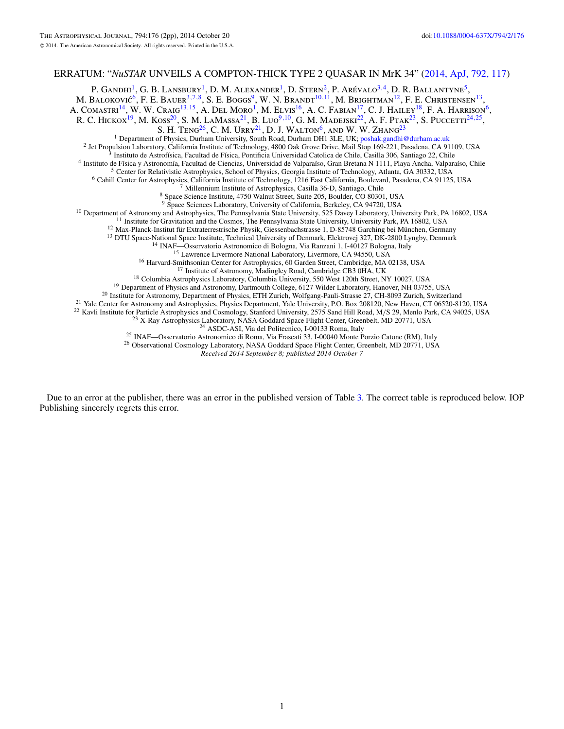ERRATUM: "*NuSTAR* UNVEILS A COMPTON-THICK TYPE 2 QUASAR IN MrK 34" (2014, ApJ, 792, 117)

P. Gandhi[1], G. B. Lansbury[1], D. M. Alexander[1], D. Stern[2], P. Arévalo[3,4], D. R. Ballantyne[5], M. Baloković[6], F. E. Bauer[3,7,8], S. E. Boggs[9], W. N. Brandt[10,11], M. Brightman[12], F. E. Christensen[13], A. Comastri[14], W. W. Craig[13,15], A. Del Moro[1], M. Elvis[16], A. C. Fabian[17], C. J. Hailey[18], F. A. Harrison[6], R. C. Hickox[19], M. Koss[20], S. M. LaMassa[21], B. Luo[9,10], G. M. Madejski[22], A. F. Ptak[23], S. Puccetti[24,25], S. H. Teng[26], C. M. Urry[21], D. J. Walton[6], and W. W. Zhang[23]

[1] Department of Physics, Durham University, South Road, Durham DH1 3LE, UK; poshak.gandhi@durham.ac.uk
[2] Jet Propulsion Laboratory, California Institute of Technology, 4800 Oak Grove Drive, Mail Stop 169-221, Pasadena, CA 91109, USA
[3] Instituto de Astrofísica, Facultad de Física, Pontificia Universidad Catolica de Chile, Casilla 306, Santiago 22, Chile
[4] Instituto de Física y Astronomía, Facultad de Ciencias, Universidad de Valparaíso, Gran Bretana N 1111, Playa Ancha, Valparaíso, Chile
[5] Center for Relativistic Astrophysics, School of Physics, Georgia Institute of Technology, Atlanta, GA 30332, USA
[6] Cahill Center for Astrophysics, California Institute of Technology, 1216 East California, Boulevard, Pasadena, CA 91125, USA
[7] Millennium Institute of Astrophysics, Casilla 36-D, Santiago, Chile
[8] Space Science Institute, 4750 Walnut Street, Suite 205, Boulder, CO 80301, USA
[9] Space Sciences Laboratory, University of California, Berkeley, CA 94720, USA
[10] Department of Astronomy and Astrophysics, The Pennsylvania State University, 525 Davey Laboratory, University Park, PA 16802, USA
[11] Institute for Gravitation and the Cosmos, The Pennsylvania State University, University Park, PA 16802, USA
[12] Max-Planck-Institut für Extraterrestrische Physik, Giessenbachstrasse 1, D-85748 Garching bei München, Germany
[13] DTU Space-National Space Institute, Technical University of Denmark, Elektrovej 327, DK-2800 Lyngby, Denmark
[14] INAF—Osservatorio Astronomico di Bologna, Via Ranzani 1, I-40127 Bologna, Italy
[15] Lawrence Livermore National Laboratory, Livermore, CA 94550, USA
[16] Harvard-Smithsonian Center for Astrophysics, 60 Garden Street, Cambridge, MA 02138, USA
[17] Institute of Astronomy, Madingley Road, Cambridge CB3 0HA, UK
[18] Columbia Astrophysics Laboratory, Columbia University, 550 West 120th Street, NY 10027, USA
[19] Department of Physics and Astronomy, Dartmouth College, 6127 Wilder Laboratory, Hanover, NH 03755, USA
[20] Institute for Astronomy, Department of Physics, ETH Zurich, Wolfgang-Pauli-Strasse 27, CH-8093 Zurich, Switzerland
[21] Yale Center for Astronomy and Astrophysics, Physics Department, Yale University, P.O. Box 208120, New Haven, CT 06520-8120, USA
[22] Kavli Institute for Particle Astrophysics and Cosmology, Stanford University, 2575 Sand Hill Road, M/S 29, Menlo Park, CA 94025, USA
[23] X-Ray Astrophysics Laboratory, NASA Goddard Space Flight Center, Greenbelt, MD 20771, USA
[24] ASDC-ASI, Via del Politecnico, I-00133 Roma, Italy
[25] INAF—Osservatorio Astronomico di Roma, Via Frascati 33, I-00040 Monte Porzio Catone (RM), Italy
[26] Observational Cosmology Laboratory, NASA Goddard Space Flight Center, Greenbelt, MD 20771, USA

*Received 2014 September 8; published 2014 October 7*

Due to an error at the publisher, there was an error in the published version of Table 3. The correct table is reproduced below. IOP Publishing sincerely regrets this error.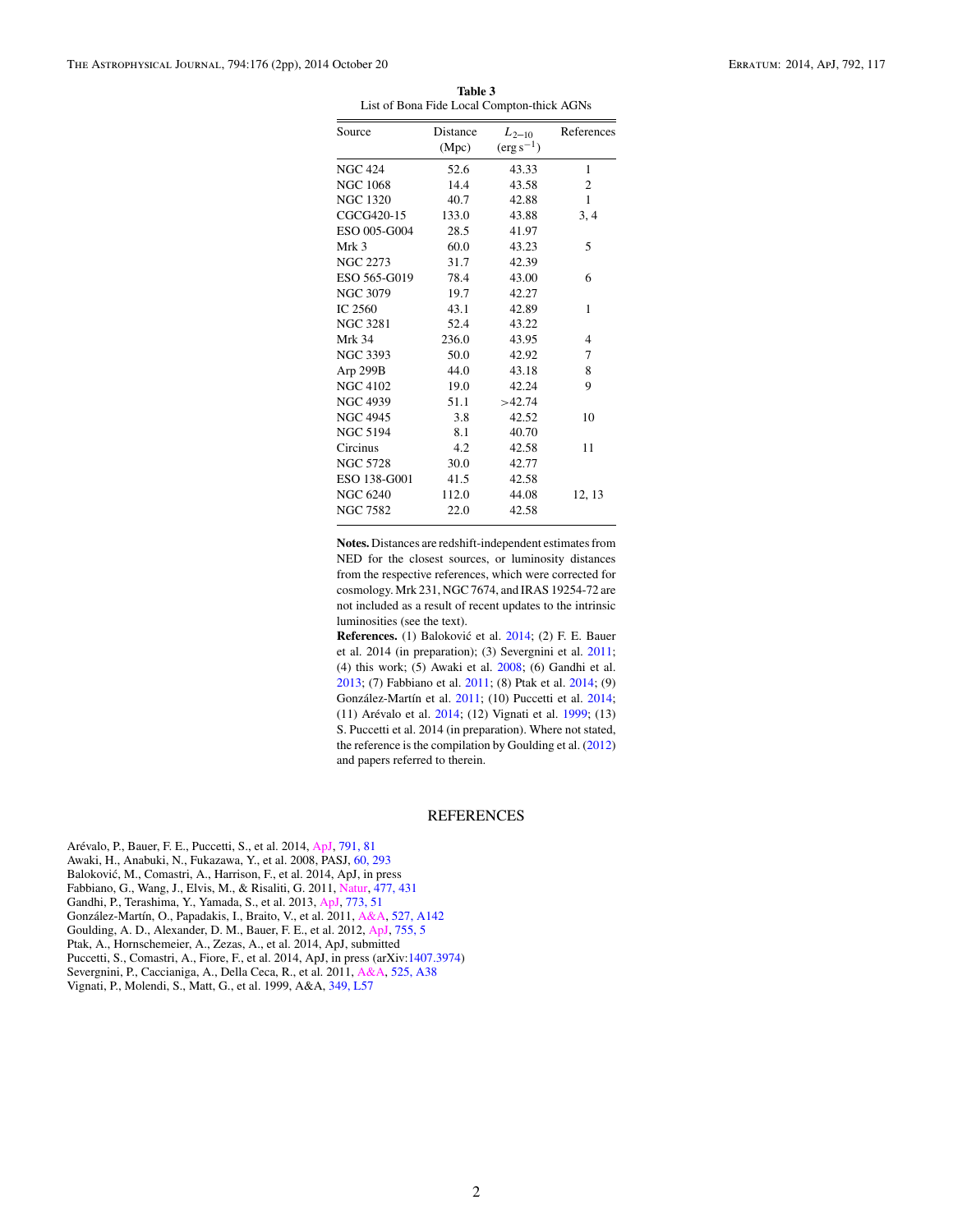**Table 3**
List of Bona Fide Local Compton-thick AGNs

| Source | Distance (Mpc) | $L_{2-10}$ ($\mathrm{erg\,s^{-1}}$) | References |
|---|---|---|---|
| NGC 424 | 52.6 | 43.33 | 1 |
| NGC 1068 | 14.4 | 43.58 | 2 |
| NGC 1320 | 40.7 | 42.88 | 1 |
| CGCG420-15 | 133.0 | 43.88 | 3, 4 |
| ESO 005-G004 | 28.5 | 41.97 | |
| Mrk 3 | 60.0 | 43.23 | 5 |
| NGC 2273 | 31.7 | 42.39 | |
| ESO 565-G019 | 78.4 | 43.00 | 6 |
| NGC 3079 | 19.7 | 42.27 | |
| IC 2560 | 43.1 | 42.89 | 1 |
| NGC 3281 | 52.4 | 43.22 | |
| Mrk 34 | 236.0 | 43.95 | 4 |
| NGC 3393 | 50.0 | 42.92 | 7 |
| Arp 299B | 44.0 | 43.18 | 8 |
| NGC 4102 | 19.0 | 42.24 | 9 |
| NGC 4939 | 51.1 | >42.74 | |
| NGC 4945 | 3.8 | 42.52 | 10 |
| NGC 5194 | 8.1 | 40.70 | |
| Circinus | 4.2 | 42.58 | 11 |
| NGC 5728 | 30.0 | 42.77 | |
| ESO 138-G001 | 41.5 | 42.58 | |
| NGC 6240 | 112.0 | 44.08 | 12, 13 |
| NGC 7582 | 22.0 | 42.58 | |

**Notes.** Distances are redshift-independent estimates from NED for the closest sources, or luminosity distances from the respective references, which were corrected for cosmology. Mrk 231, NGC 7674, and IRAS 19254-72 are not included as a result of recent updates to the intrinsic luminosities (see the text).

**References.** (1) Baloković et al. 2014; (2) F. E. Bauer et al. 2014 (in preparation); (3) Severgnini et al. 2011; (4) this work; (5) Awaki et al. 2008; (6) Gandhi et al. 2013; (7) Fabbiano et al. 2011; (8) Ptak et al. 2014; (9) González-Martín et al. 2011; (10) Puccetti et al. 2014; (11) Arévalo et al. 2014; (12) Vignati et al. 1999; (13) S. Puccetti et al. 2014 (in preparation). Where not stated, the reference is the compilation by Goulding et al. (2012) and papers referred to therein.

## REFERENCES

Arévalo, P., Bauer, F. E., Puccetti, S., et al. 2014, ApJ, 791, 81
Awaki, H., Anabuki, N., Fukazawa, Y., et al. 2008, PASJ, 60, 293
Baloković, M., Comastri, A., Harrison, F., et al. 2014, ApJ, in press
Fabbiano, G., Wang, J., Elvis, M., & Risaliti, G. 2011, Natur, 477, 431
Gandhi, P., Terashima, Y., Yamada, S., et al. 2013, ApJ, 773, 51
González-Martín, O., Papadakis, I., Braito, V., et al. 2011, A&A, 527, A142
Goulding, A. D., Alexander, D. M., Bauer, F. E., et al. 2012, ApJ, 755, 5
Ptak, A., Hornschemeier, A., Zezas, A., et al. 2014, ApJ, submitted
Puccetti, S., Comastri, A., Fiore, F., et al. 2014, ApJ, in press (arXiv:1407.3974)
Severgnini, P., Caccianiga, A., Della Ceca, R., et al. 2011, A&A, 525, A38
Vignati, P., Molendi, S., Matt, G., et al. 1999, A&A, 349, L57